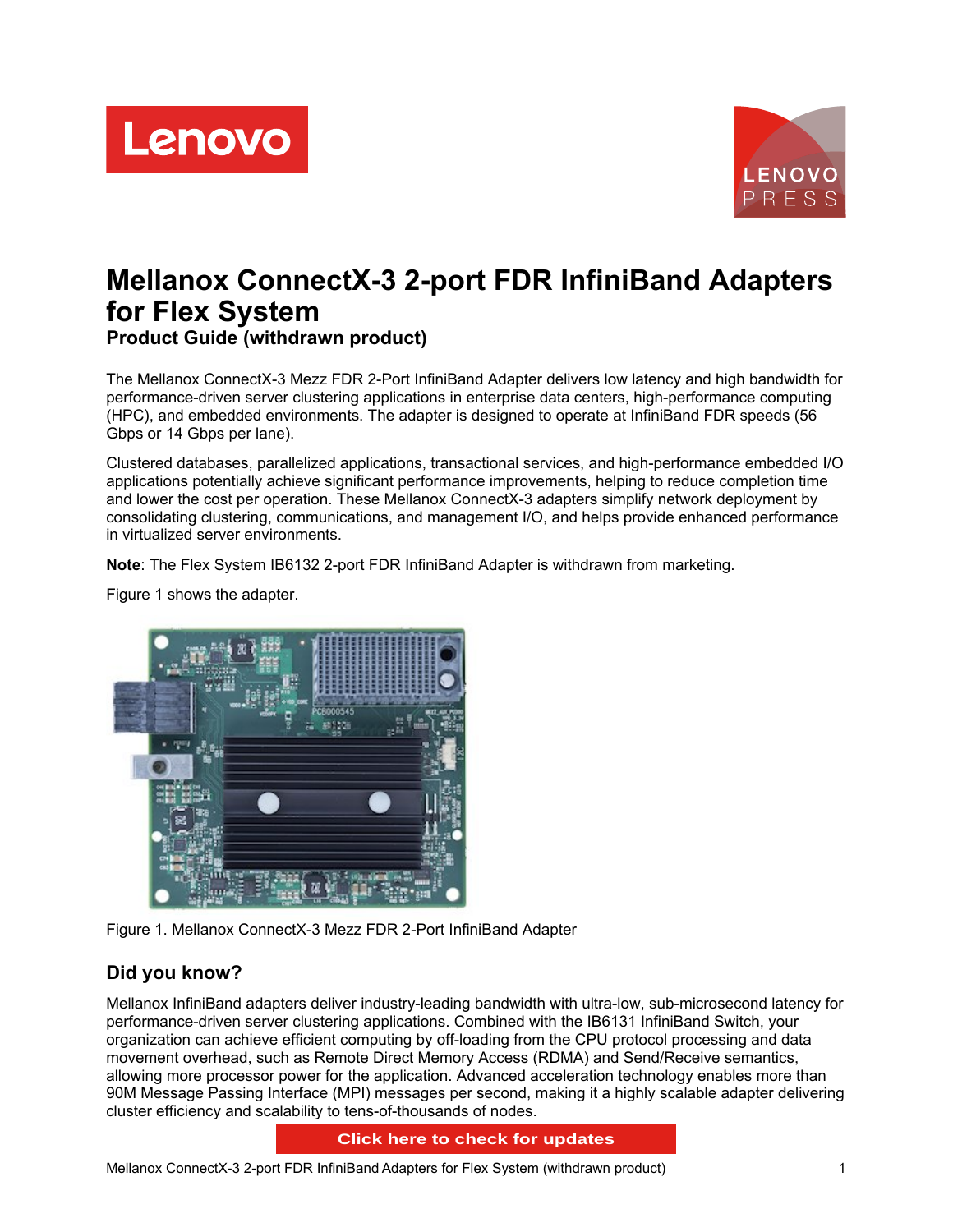# Mellanox ConnectX-3 2-port FDR InfiniBand Adapters for Flex System

## Product Guide (withdrawn product)

The Mellanox ConnectX-3 Mezz FDR 2-Port InfiniBand Adapter delivers low latency and high bandwidth for performance-driven server clustering applications in enterprise data centers, high-performance computing (HPC), and embedded environments. The adapter is designed to operate at InfiniBand FDR speeds (56 Gbps or 14 Gbps per lane).

Clustered databases, parallelized applications, transactional services, and high-performance embedded I/O applications potentially achieve significant performance improvements, helping to reduce completion time and lower the cost per operation. These Mellanox ConnectX-3 adapters simplify network deployment by consolidating clustering, communications, and management I/O, and helps provide enhanced performance in virtualized server environments.

**Note**: The Flex System IB6132 2-port FDR InfiniBand Adapter is withdrawn from marketing.

Figure 1 shows the adapter.

Figure 1. Mellanox ConnectX-3 Mezz FDR 2-Port InfiniBand Adapter

## Did you know?

Mellanox InfiniBand adapters deliver industry-leading bandwidth with ultra-low, sub-microsecond latency for performance-driven server clustering applications. Combined with the IB6131 InfiniBand Switch, your organization can achieve efficient computing by off-loading from the CPU protocol processing and data movement overhead, such as Remote Direct Memory Access (RDMA) and Send/Receive semantics, allowing more processor power for the application. Advanced acceleration technology enables more than 90M Message Passing Interface (MPI) messages per second, making it a highly scalable adapter delivering cluster efficiency and scalability to tens-of-thousands of nodes.

Click here to check for updates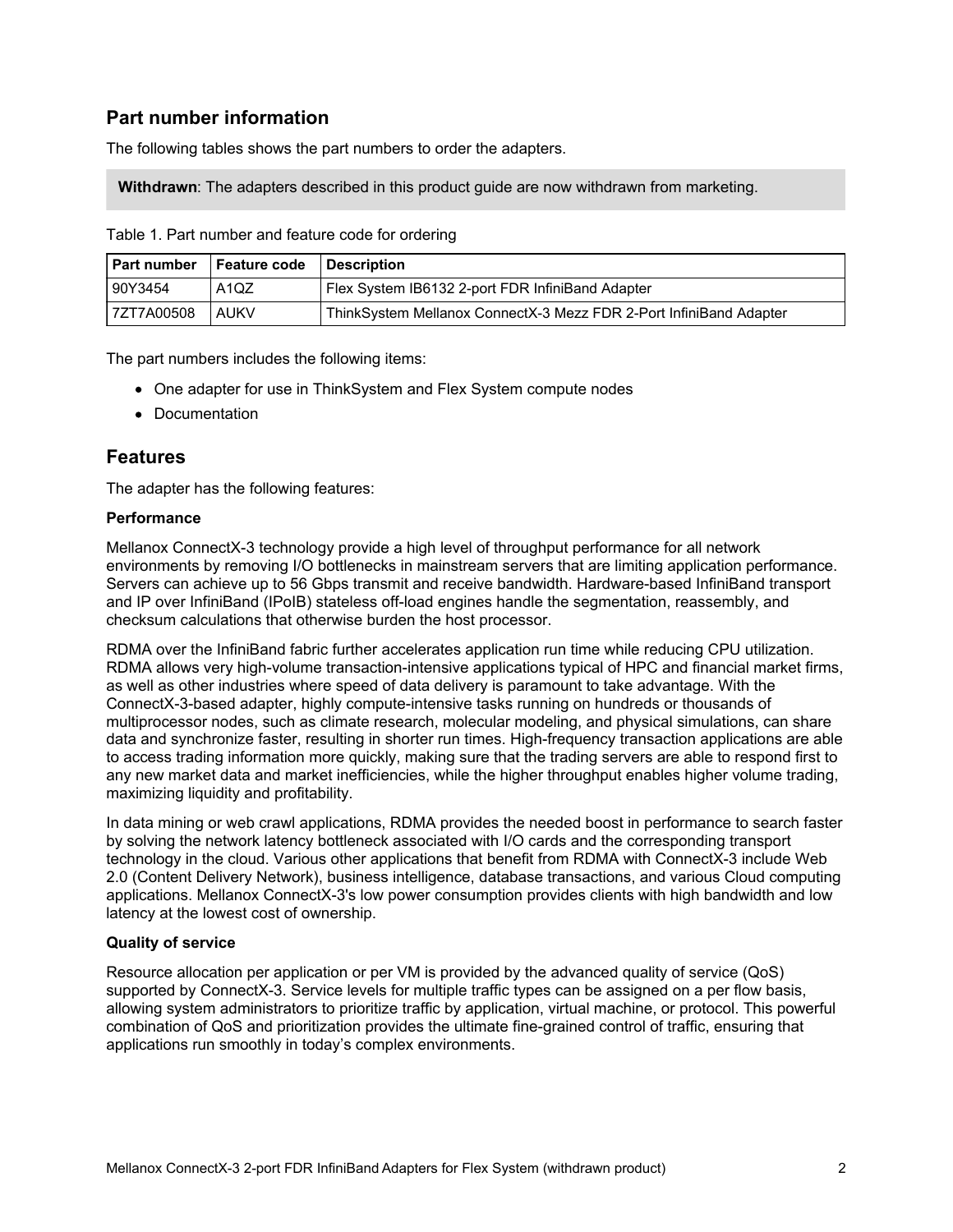## Part number information

The following tables shows the part numbers to order the adapters.

**Withdrawn**: The adapters described in this product guide are now withdrawn from marketing.

Table 1. Part number and feature code for ordering

| Part number | Feature code | Description |
|---|---|---|
| 90Y3454 | A1QZ | Flex System IB6132 2-port FDR InfiniBand Adapter |
| 7ZT7A00508 | AUKV | ThinkSystem Mellanox ConnectX-3 Mezz FDR 2-Port InfiniBand Adapter |

The part numbers includes the following items:

- One adapter for use in ThinkSystem and Flex System compute nodes
- Documentation

## Features

The adapter has the following features:

**Performance**

Mellanox ConnectX-3 technology provide a high level of throughput performance for all network environments by removing I/O bottlenecks in mainstream servers that are limiting application performance. Servers can achieve up to 56 Gbps transmit and receive bandwidth. Hardware-based InfiniBand transport and IP over InfiniBand (IPoIB) stateless off-load engines handle the segmentation, reassembly, and checksum calculations that otherwise burden the host processor.

RDMA over the InfiniBand fabric further accelerates application run time while reducing CPU utilization. RDMA allows very high-volume transaction-intensive applications typical of HPC and financial market firms, as well as other industries where speed of data delivery is paramount to take advantage. With the ConnectX-3-based adapter, highly compute-intensive tasks running on hundreds or thousands of multiprocessor nodes, such as climate research, molecular modeling, and physical simulations, can share data and synchronize faster, resulting in shorter run times. High-frequency transaction applications are able to access trading information more quickly, making sure that the trading servers are able to respond first to any new market data and market inefficiencies, while the higher throughput enables higher volume trading, maximizing liquidity and profitability.

In data mining or web crawl applications, RDMA provides the needed boost in performance to search faster by solving the network latency bottleneck associated with I/O cards and the corresponding transport technology in the cloud. Various other applications that benefit from RDMA with ConnectX-3 include Web 2.0 (Content Delivery Network), business intelligence, database transactions, and various Cloud computing applications. Mellanox ConnectX-3's low power consumption provides clients with high bandwidth and low latency at the lowest cost of ownership.

**Quality of service**

Resource allocation per application or per VM is provided by the advanced quality of service (QoS) supported by ConnectX-3. Service levels for multiple traffic types can be assigned on a per flow basis, allowing system administrators to prioritize traffic by application, virtual machine, or protocol. This powerful combination of QoS and prioritization provides the ultimate fine-grained control of traffic, ensuring that applications run smoothly in today’s complex environments.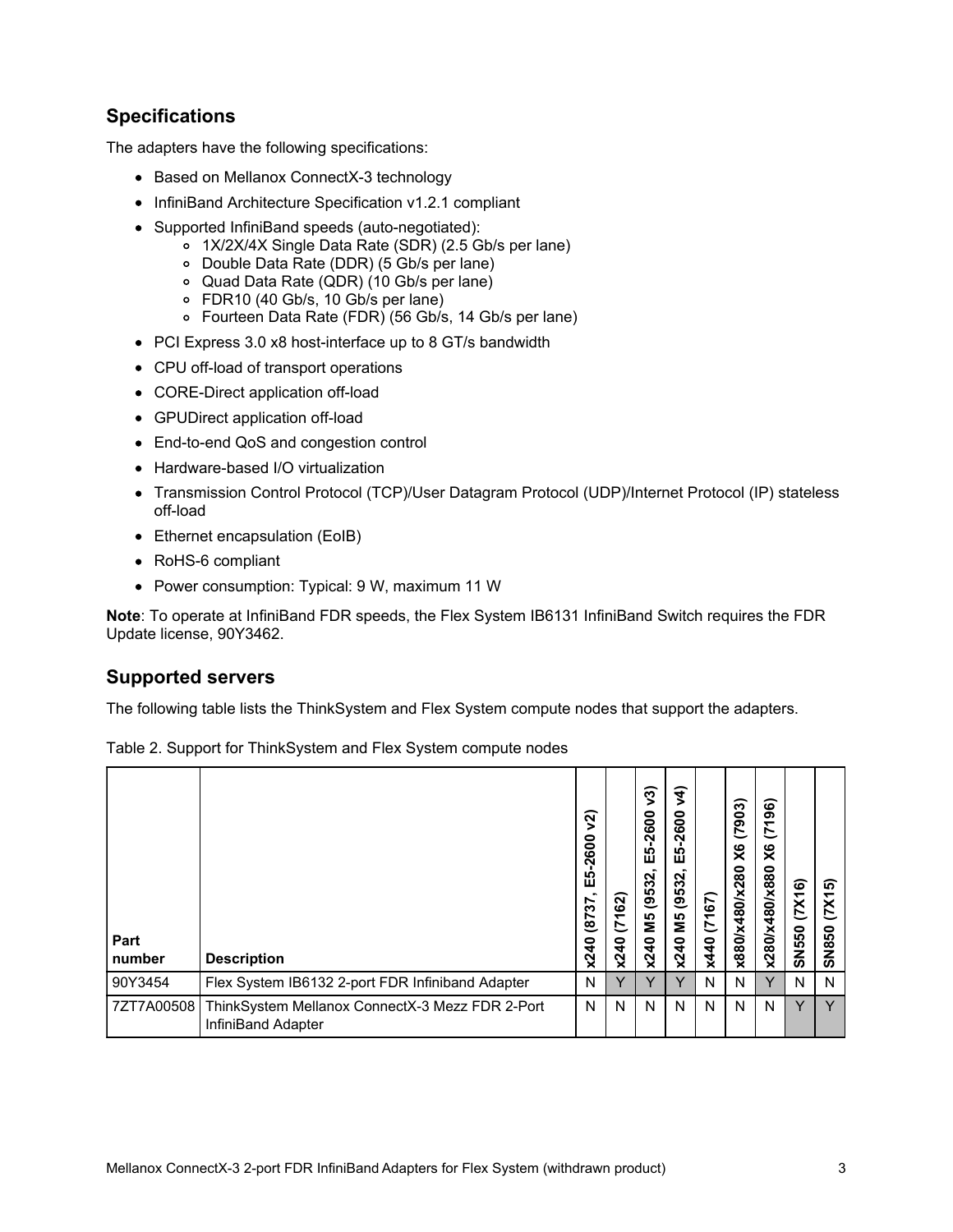## Specifications

The adapters have the following specifications:

- Based on Mellanox ConnectX-3 technology
- InfiniBand Architecture Specification v1.2.1 compliant
- Supported InfiniBand speeds (auto-negotiated):
  - 1X/2X/4X Single Data Rate (SDR) (2.5 Gb/s per lane)
  - Double Data Rate (DDR) (5 Gb/s per lane)
  - Quad Data Rate (QDR) (10 Gb/s per lane)
  - FDR10 (40 Gb/s, 10 Gb/s per lane)
  - Fourteen Data Rate (FDR) (56 Gb/s, 14 Gb/s per lane)
- PCI Express 3.0 x8 host-interface up to 8 GT/s bandwidth
- CPU off-load of transport operations
- CORE-Direct application off-load
- GPUDirect application off-load
- End-to-end QoS and congestion control
- Hardware-based I/O virtualization
- Transmission Control Protocol (TCP)/User Datagram Protocol (UDP)/Internet Protocol (IP) stateless off-load
- Ethernet encapsulation (EoIB)
- RoHS-6 compliant
- Power consumption: Typical: 9 W, maximum 11 W

**Note**: To operate at InfiniBand FDR speeds, the Flex System IB6131 InfiniBand Switch requires the FDR Update license, 90Y3462.

## Supported servers

The following table lists the ThinkSystem and Flex System compute nodes that support the adapters.

Table 2. Support for ThinkSystem and Flex System compute nodes

| Part number | Description | x240 (8737, E5-2600 v2) | x240 (7162) | x240 M5 (9532, E5-2600 v3) | x240 M5 (9532, E5-2600 v4) | x440 (7167) | x880/x480/x280 X6 (7903) | x280/x480/x880 X6 (7196) | SN550 (7X16) | SN850 (7X15) |
|---|---|---|---|---|---|---|---|---|---|---|
| 90Y3454 | Flex System IB6132 2-port FDR Infiniband Adapter | N | Y | Y | Y | N | N | Y | N | N |
| 7ZT7A00508 | ThinkSystem Mellanox ConnectX-3 Mezz FDR 2-Port InfiniBand Adapter | N | N | N | N | N | N | N | Y | Y |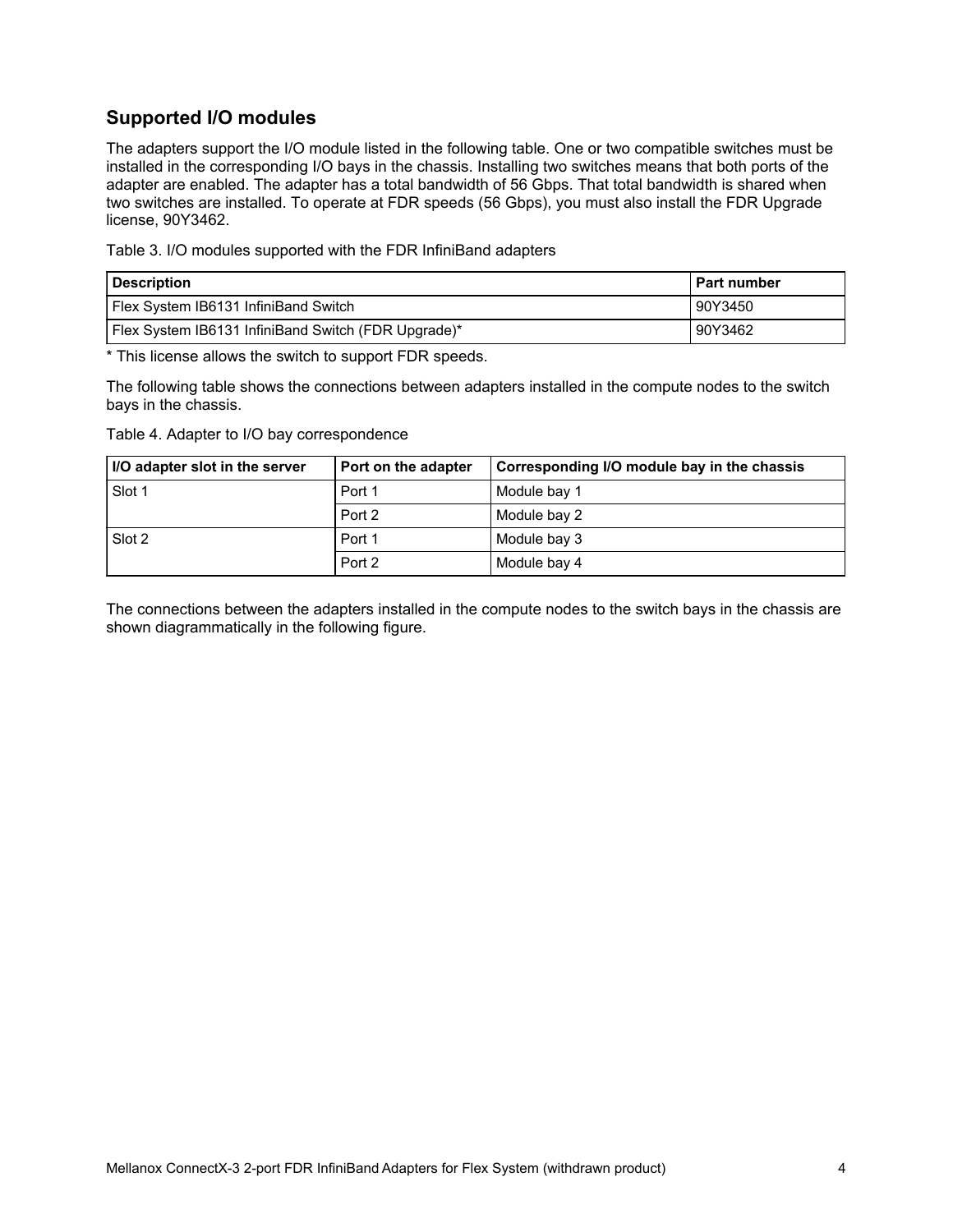## Supported I/O modules

The adapters support the I/O module listed in the following table. One or two compatible switches must be installed in the corresponding I/O bays in the chassis. Installing two switches means that both ports of the adapter are enabled. The adapter has a total bandwidth of 56 Gbps. That total bandwidth is shared when two switches are installed. To operate at FDR speeds (56 Gbps), you must also install the FDR Upgrade license, 90Y3462.

Table 3. I/O modules supported with the FDR InfiniBand adapters

| Description | Part number |
| --- | --- |
| Flex System IB6131 InfiniBand Switch | 90Y3450 |
| Flex System IB6131 InfiniBand Switch (FDR Upgrade)* | 90Y3462 |

* This license allows the switch to support FDR speeds.

The following table shows the connections between adapters installed in the compute nodes to the switch bays in the chassis.

Table 4. Adapter to I/O bay correspondence

| I/O adapter slot in the server | Port on the adapter | Corresponding I/O module bay in the chassis |
| --- | --- | --- |
| Slot 1 | Port 1 | Module bay 1 |
| | Port 2 | Module bay 2 |
| Slot 2 | Port 1 | Module bay 3 |
| | Port 2 | Module bay 4 |

The connections between the adapters installed in the compute nodes to the switch bays in the chassis are shown diagrammatically in the following figure.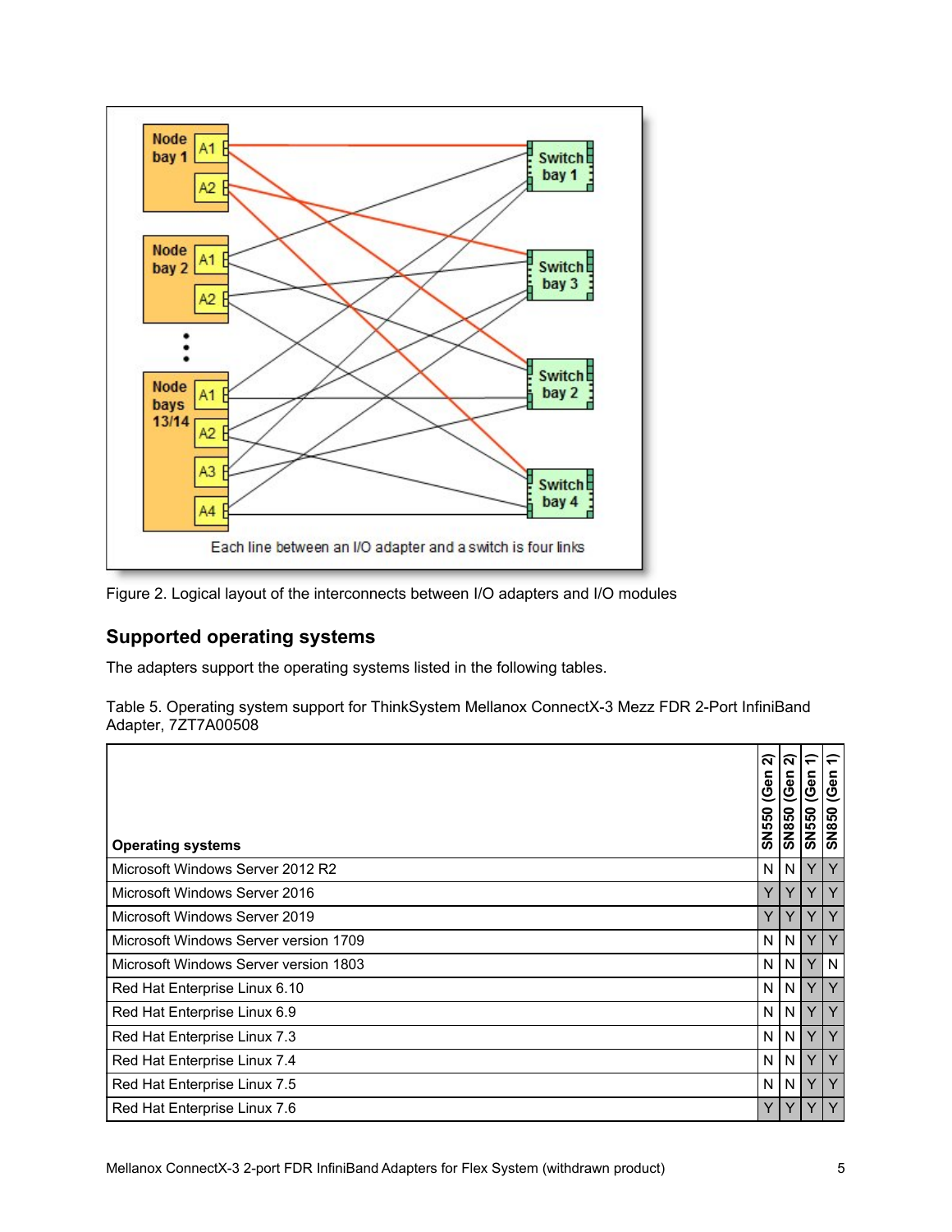Figure 2. Logical layout of the interconnects between I/O adapters and I/O modules

## Supported operating systems

The adapters support the operating systems listed in the following tables.

Table 5. Operating system support for ThinkSystem Mellanox ConnectX-3 Mezz FDR 2-Port InfiniBand Adapter, 7ZT7A00508

| Operating systems | SN550 (Gen 2) | SN850 (Gen 2) | SN550 (Gen 1) | SN850 (Gen 1) |
|---|---|---|---|---|
| Microsoft Windows Server 2012 R2 | N | N | Y | Y |
| Microsoft Windows Server 2016 | Y | Y | Y | Y |
| Microsoft Windows Server 2019 | Y | Y | Y | Y |
| Microsoft Windows Server version 1709 | N | N | Y | Y |
| Microsoft Windows Server version 1803 | N | N | Y | N |
| Red Hat Enterprise Linux 6.10 | N | N | Y | Y |
| Red Hat Enterprise Linux 6.9 | N | N | Y | Y |
| Red Hat Enterprise Linux 7.3 | N | N | Y | Y |
| Red Hat Enterprise Linux 7.4 | N | N | Y | Y |
| Red Hat Enterprise Linux 7.5 | N | N | Y | Y |
| Red Hat Enterprise Linux 7.6 | Y | Y | Y | Y |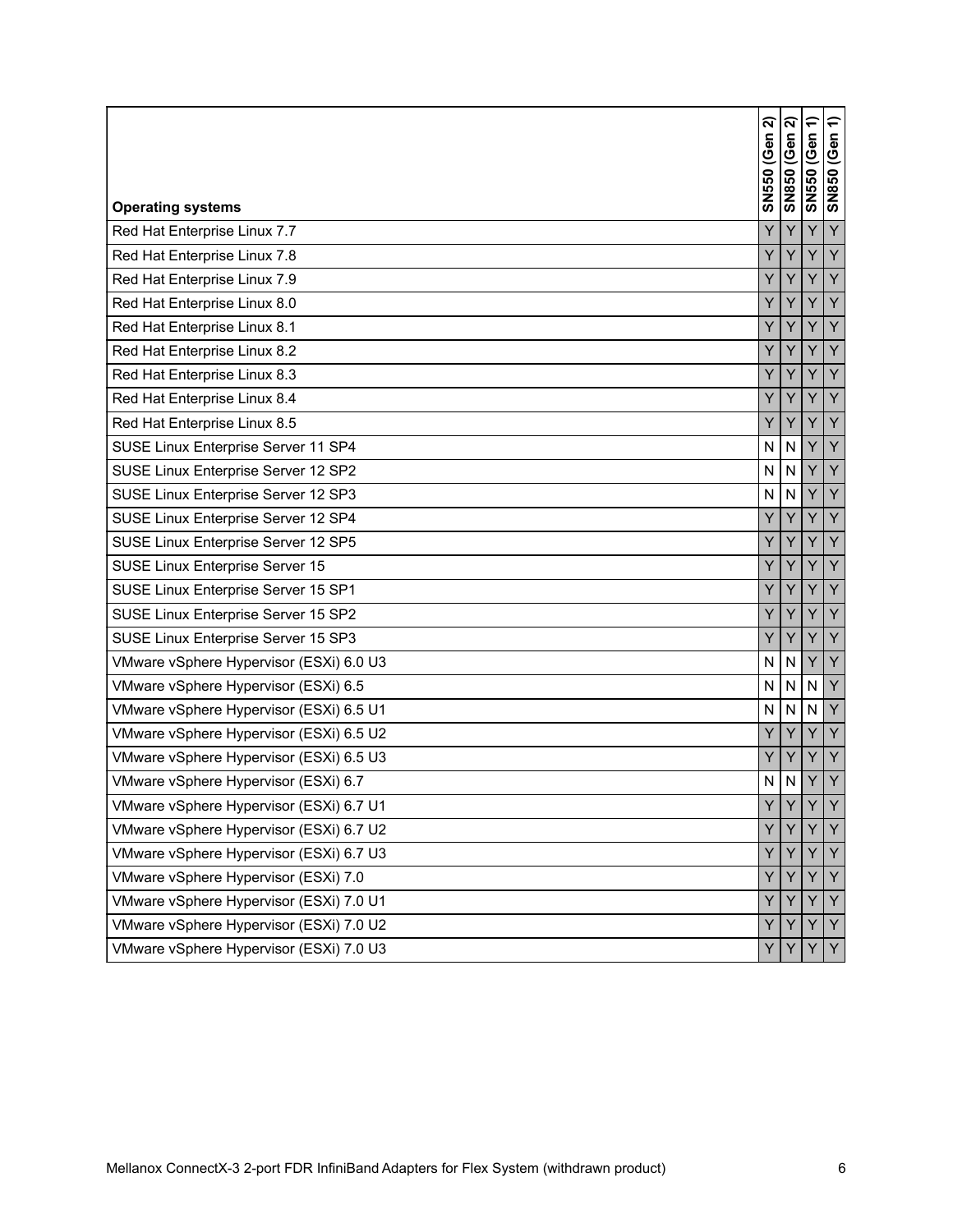| Operating systems | SN550 (Gen 2) | SN850 (Gen 2) | SN550 (Gen 1) | SN850 (Gen 1) |
|---|---|---|---|---|
| Red Hat Enterprise Linux 7.7 | Y | Y | Y | Y |
| Red Hat Enterprise Linux 7.8 | Y | Y | Y | Y |
| Red Hat Enterprise Linux 7.9 | Y | Y | Y | Y |
| Red Hat Enterprise Linux 8.0 | Y | Y | Y | Y |
| Red Hat Enterprise Linux 8.1 | Y | Y | Y | Y |
| Red Hat Enterprise Linux 8.2 | Y | Y | Y | Y |
| Red Hat Enterprise Linux 8.3 | Y | Y | Y | Y |
| Red Hat Enterprise Linux 8.4 | Y | Y | Y | Y |
| Red Hat Enterprise Linux 8.5 | Y | Y | Y | Y |
| SUSE Linux Enterprise Server 11 SP4 | N | N | Y | Y |
| SUSE Linux Enterprise Server 12 SP2 | N | N | Y | Y |
| SUSE Linux Enterprise Server 12 SP3 | N | N | Y | Y |
| SUSE Linux Enterprise Server 12 SP4 | Y | Y | Y | Y |
| SUSE Linux Enterprise Server 12 SP5 | Y | Y | Y | Y |
| SUSE Linux Enterprise Server 15 | Y | Y | Y | Y |
| SUSE Linux Enterprise Server 15 SP1 | Y | Y | Y | Y |
| SUSE Linux Enterprise Server 15 SP2 | Y | Y | Y | Y |
| SUSE Linux Enterprise Server 15 SP3 | Y | Y | Y | Y |
| VMware vSphere Hypervisor (ESXi) 6.0 U3 | N | N | Y | Y |
| VMware vSphere Hypervisor (ESXi) 6.5 | N | N | N | Y |
| VMware vSphere Hypervisor (ESXi) 6.5 U1 | N | N | N | Y |
| VMware vSphere Hypervisor (ESXi) 6.5 U2 | Y | Y | Y | Y |
| VMware vSphere Hypervisor (ESXi) 6.5 U3 | Y | Y | Y | Y |
| VMware vSphere Hypervisor (ESXi) 6.7 | N | N | Y | Y |
| VMware vSphere Hypervisor (ESXi) 6.7 U1 | Y | Y | Y | Y |
| VMware vSphere Hypervisor (ESXi) 6.7 U2 | Y | Y | Y | Y |
| VMware vSphere Hypervisor (ESXi) 6.7 U3 | Y | Y | Y | Y |
| VMware vSphere Hypervisor (ESXi) 7.0 | Y | Y | Y | Y |
| VMware vSphere Hypervisor (ESXi) 7.0 U1 | Y | Y | Y | Y |
| VMware vSphere Hypervisor (ESXi) 7.0 U2 | Y | Y | Y | Y |
| VMware vSphere Hypervisor (ESXi) 7.0 U3 | Y | Y | Y | Y |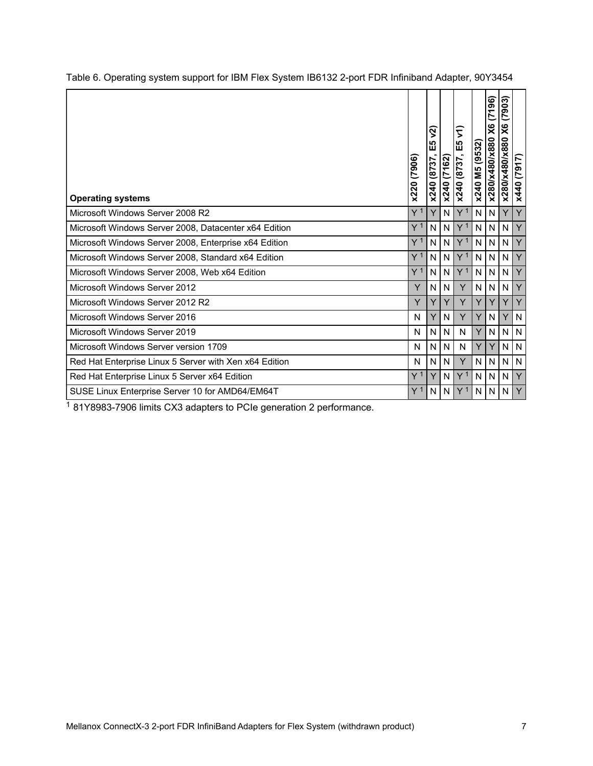Table 6. Operating system support for IBM Flex System IB6132 2-port FDR Infiniband Adapter, 90Y3454

| Operating systems | x220 (7906) | x240 (8737, E5 v2) | x240 (7162) | x240 (8737, E5 v1) | x240 M5 (9532) | x280/x480/x880 X6 (7196) | x280/x480/x880 X6 (7903) | x440 (7917) |
|---|---|---|---|---|---|---|---|---|
| Microsoft Windows Server 2008 R2 | Y [1] | Y | N | Y [1] | N | N | Y | Y |
| Microsoft Windows Server 2008, Datacenter x64 Edition | Y [1] | N | N | Y [1] | N | N | N | Y |
| Microsoft Windows Server 2008, Enterprise x64 Edition | Y [1] | N | N | Y [1] | N | N | N | Y |
| Microsoft Windows Server 2008, Standard x64 Edition | Y [1] | N | N | Y [1] | N | N | N | Y |
| Microsoft Windows Server 2008, Web x64 Edition | Y [1] | N | N | Y [1] | N | N | N | Y |
| Microsoft Windows Server 2012 | Y | N | N | Y | N | N | N | Y |
| Microsoft Windows Server 2012 R2 | Y | Y | Y | Y | Y | Y | Y | Y |
| Microsoft Windows Server 2016 | N | Y | N | Y | Y | N | Y | N |
| Microsoft Windows Server 2019 | N | N | N | N | Y | N | N | N |
| Microsoft Windows Server version 1709 | N | N | N | N | Y | Y | N | N |
| Red Hat Enterprise Linux 5 Server with Xen x64 Edition | N | N | N | Y | N | N | N | N |
| Red Hat Enterprise Linux 5 Server x64 Edition | Y [1] | Y | N | Y [1] | N | N | N | Y |
| SUSE Linux Enterprise Server 10 for AMD64/EM64T | Y [1] | N | N | Y [1] | N | N | N | Y |

[1] 81Y8983-7906 limits CX3 adapters to PCIe generation 2 performance.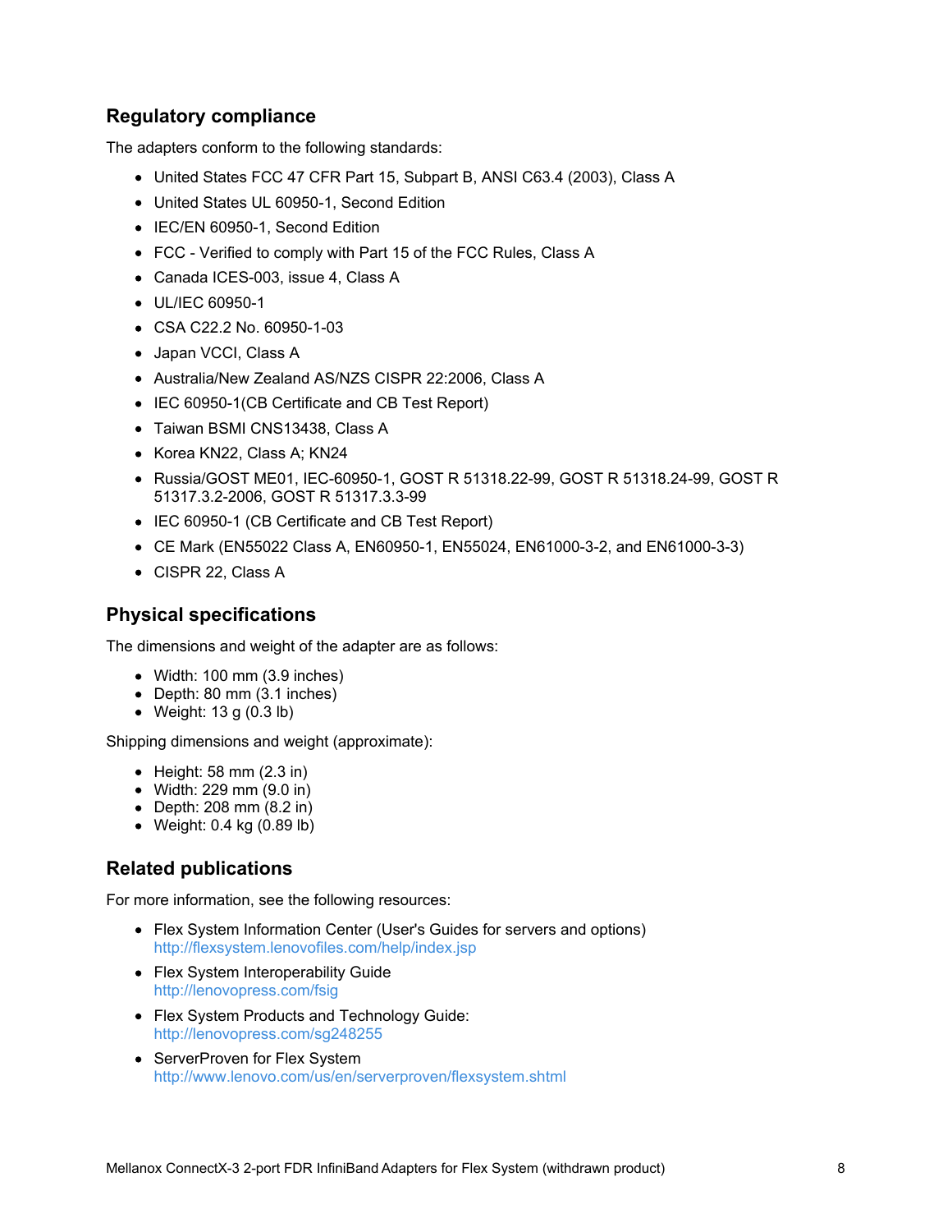## Regulatory compliance

The adapters conform to the following standards:

- United States FCC 47 CFR Part 15, Subpart B, ANSI C63.4 (2003), Class A
- United States UL 60950-1, Second Edition
- IEC/EN 60950-1, Second Edition
- FCC - Verified to comply with Part 15 of the FCC Rules, Class A
- Canada ICES-003, issue 4, Class A
- UL/IEC 60950-1
- CSA C22.2 No. 60950-1-03
- Japan VCCI, Class A
- Australia/New Zealand AS/NZS CISPR 22:2006, Class A
- IEC 60950-1(CB Certificate and CB Test Report)
- Taiwan BSMI CNS13438, Class A
- Korea KN22, Class A; KN24
- Russia/GOST ME01, IEC-60950-1, GOST R 51318.22-99, GOST R 51318.24-99, GOST R 51317.3.2-2006, GOST R 51317.3.3-99
- IEC 60950-1 (CB Certificate and CB Test Report)
- CE Mark (EN55022 Class A, EN60950-1, EN55024, EN61000-3-2, and EN61000-3-3)
- CISPR 22, Class A

## Physical specifications

The dimensions and weight of the adapter are as follows:

- Width: 100 mm (3.9 inches)
- Depth: 80 mm (3.1 inches)
- Weight: 13 g (0.3 lb)

Shipping dimensions and weight (approximate):

- Height: 58 mm (2.3 in)
- Width: 229 mm (9.0 in)
- Depth: 208 mm (8.2 in)
- Weight: 0.4 kg (0.89 lb)

## Related publications

For more information, see the following resources:

- Flex System Information Center (User's Guides for servers and options)
  http://flexsystem.lenovofiles.com/help/index.jsp
- Flex System Interoperability Guide
  http://lenovopress.com/fsig
- Flex System Products and Technology Guide:
  http://lenovopress.com/sg248255
- ServerProven for Flex System
  http://www.lenovo.com/us/en/serverproven/flexsystem.shtml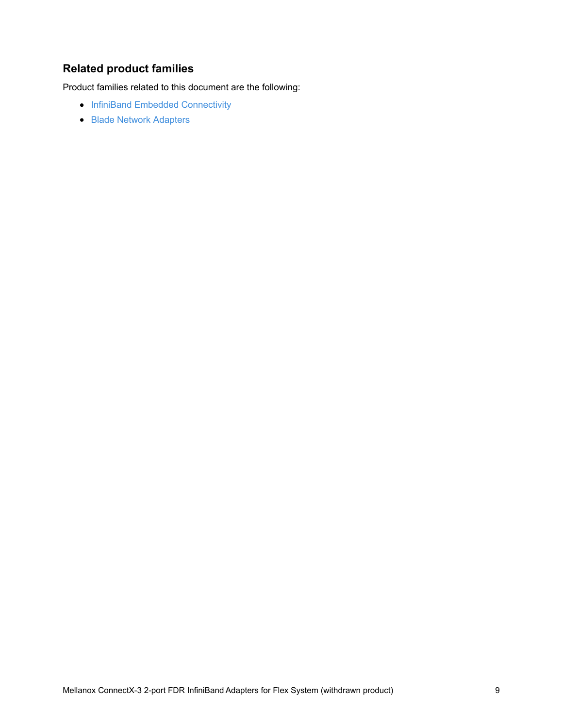## Related product families

Product families related to this document are the following:

- InfiniBand Embedded Connectivity
- Blade Network Adapters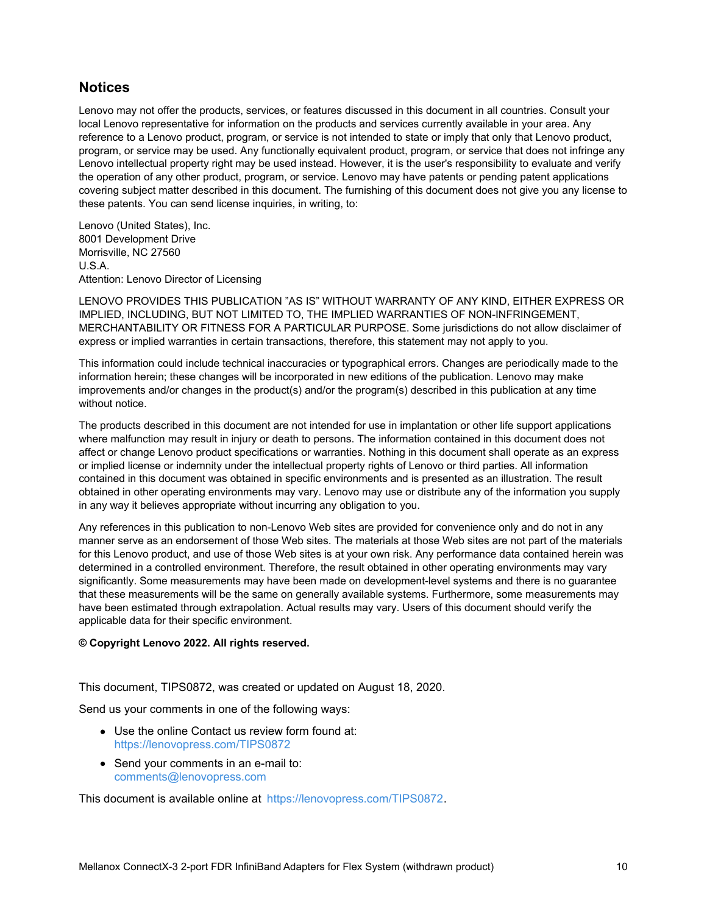## Notices

Lenovo may not offer the products, services, or features discussed in this document in all countries. Consult your local Lenovo representative for information on the products and services currently available in your area. Any reference to a Lenovo product, program, or service is not intended to state or imply that only that Lenovo product, program, or service may be used. Any functionally equivalent product, program, or service that does not infringe any Lenovo intellectual property right may be used instead. However, it is the user's responsibility to evaluate and verify the operation of any other product, program, or service. Lenovo may have patents or pending patent applications covering subject matter described in this document. The furnishing of this document does not give you any license to these patents. You can send license inquiries, in writing, to:

Lenovo (United States), Inc.
8001 Development Drive
Morrisville, NC 27560
U.S.A.
Attention: Lenovo Director of Licensing

LENOVO PROVIDES THIS PUBLICATION "AS IS" WITHOUT WARRANTY OF ANY KIND, EITHER EXPRESS OR IMPLIED, INCLUDING, BUT NOT LIMITED TO, THE IMPLIED WARRANTIES OF NON-INFRINGEMENT, MERCHANTABILITY OR FITNESS FOR A PARTICULAR PURPOSE. Some jurisdictions do not allow disclaimer of express or implied warranties in certain transactions, therefore, this statement may not apply to you.

This information could include technical inaccuracies or typographical errors. Changes are periodically made to the information herein; these changes will be incorporated in new editions of the publication. Lenovo may make improvements and/or changes in the product(s) and/or the program(s) described in this publication at any time without notice.

The products described in this document are not intended for use in implantation or other life support applications where malfunction may result in injury or death to persons. The information contained in this document does not affect or change Lenovo product specifications or warranties. Nothing in this document shall operate as an express or implied license or indemnity under the intellectual property rights of Lenovo or third parties. All information contained in this document was obtained in specific environments and is presented as an illustration. The result obtained in other operating environments may vary. Lenovo may use or distribute any of the information you supply in any way it believes appropriate without incurring any obligation to you.

Any references in this publication to non-Lenovo Web sites are provided for convenience only and do not in any manner serve as an endorsement of those Web sites. The materials at those Web sites are not part of the materials for this Lenovo product, and use of those Web sites is at your own risk. Any performance data contained herein was determined in a controlled environment. Therefore, the result obtained in other operating environments may vary significantly. Some measurements may have been made on development-level systems and there is no guarantee that these measurements will be the same on generally available systems. Furthermore, some measurements may have been estimated through extrapolation. Actual results may vary. Users of this document should verify the applicable data for their specific environment.

**© Copyright Lenovo 2022. All rights reserved.**

This document, TIPS0872, was created or updated on August 18, 2020.

Send us your comments in one of the following ways:

- Use the online Contact us review form found at:
  https://lenovopress.com/TIPS0872
- Send your comments in an e-mail to:
  comments@lenovopress.com

This document is available online at https://lenovopress.com/TIPS0872.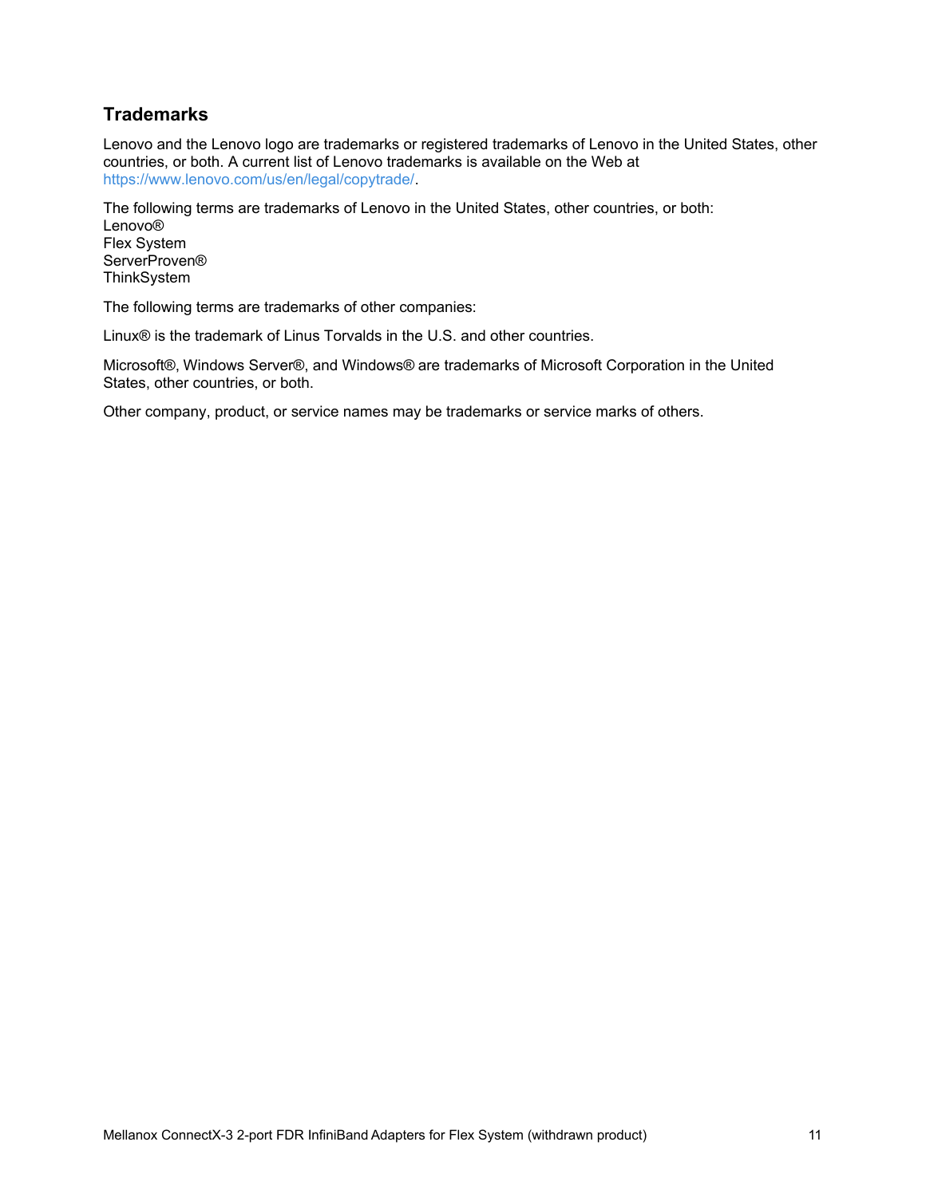## Trademarks

Lenovo and the Lenovo logo are trademarks or registered trademarks of Lenovo in the United States, other countries, or both. A current list of Lenovo trademarks is available on the Web at https://www.lenovo.com/us/en/legal/copytrade/.

The following terms are trademarks of Lenovo in the United States, other countries, or both:
Lenovo®
Flex System
ServerProven®
ThinkSystem

The following terms are trademarks of other companies:

Linux® is the trademark of Linus Torvalds in the U.S. and other countries.

Microsoft®, Windows Server®, and Windows® are trademarks of Microsoft Corporation in the United States, other countries, or both.

Other company, product, or service names may be trademarks or service marks of others.